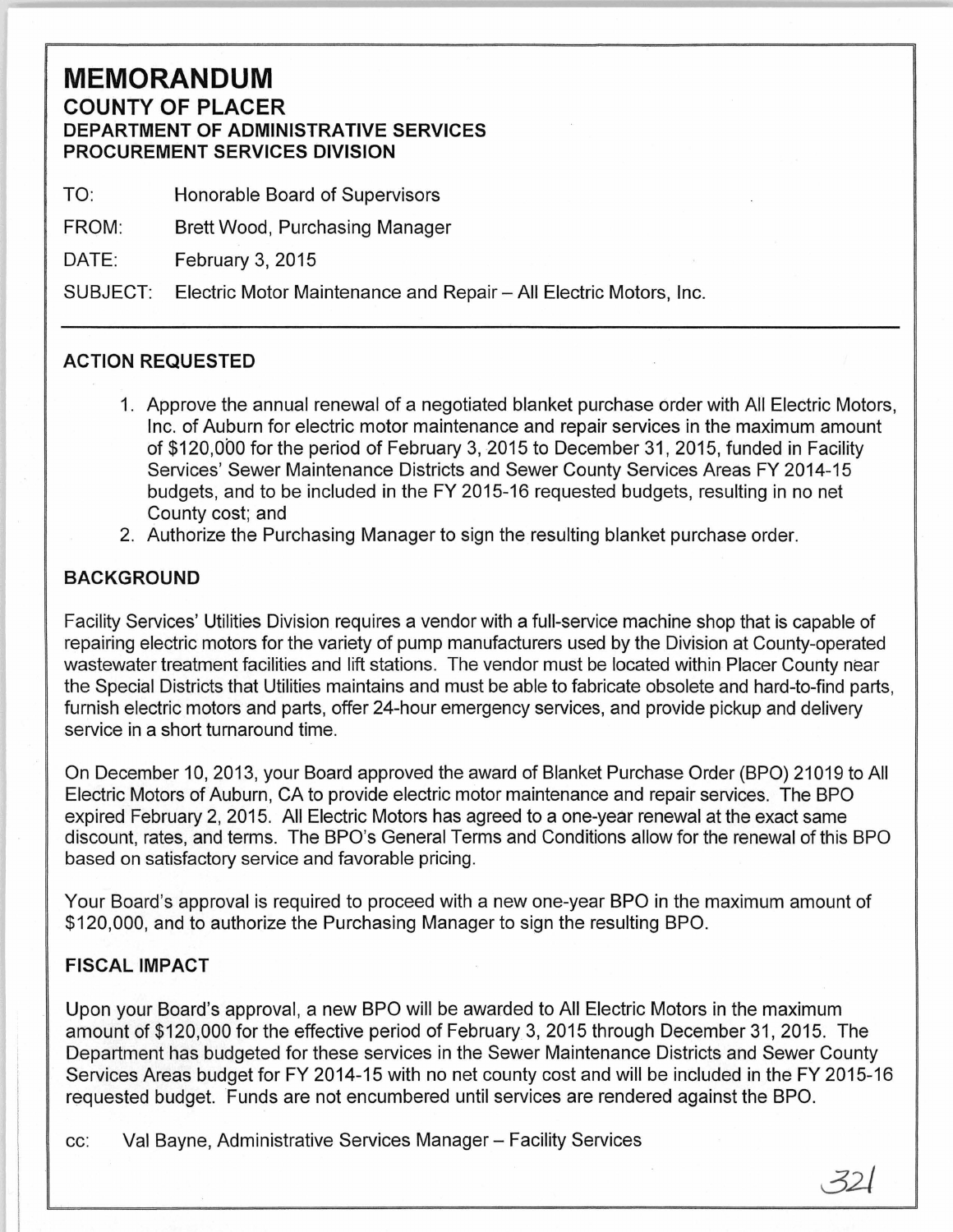# MEMORANDUM

## COUNTY OF PLACER

### DEPARTMENT OF ADMINISTRATIVE SERVICES
### PROCUREMENT SERVICES DIVISION

TO: Honorable Board of Supervisors

FROM: Brett Wood, Purchasing Manager

DATE: February 3, 2015

SUBJECT: Electric Motor Maintenance and Repair – All Electric Motors, Inc.

---

### ACTION REQUESTED

1. Approve the annual renewal of a negotiated blanket purchase order with All Electric Motors, Inc. of Auburn for electric motor maintenance and repair services in the maximum amount of $120,000 for the period of February 3, 2015 to December 31, 2015, funded in Facility Services' Sewer Maintenance Districts and Sewer County Services Areas FY 2014-15 budgets, and to be included in the FY 2015-16 requested budgets, resulting in no net County cost; and
2. Authorize the Purchasing Manager to sign the resulting blanket purchase order.

### BACKGROUND

Facility Services' Utilities Division requires a vendor with a full-service machine shop that is capable of repairing electric motors for the variety of pump manufacturers used by the Division at County-operated wastewater treatment facilities and lift stations. The vendor must be located within Placer County near the Special Districts that Utilities maintains and must be able to fabricate obsolete and hard-to-find parts, furnish electric motors and parts, offer 24-hour emergency services, and provide pickup and delivery service in a short turnaround time.

On December 10, 2013, your Board approved the award of Blanket Purchase Order (BPO) 21019 to All Electric Motors of Auburn, CA to provide electric motor maintenance and repair services. The BPO expired February 2, 2015. All Electric Motors has agreed to a one-year renewal at the exact same discount, rates, and terms. The BPO's General Terms and Conditions allow for the renewal of this BPO based on satisfactory service and favorable pricing.

Your Board's approval is required to proceed with a new one-year BPO in the maximum amount of $120,000, and to authorize the Purchasing Manager to sign the resulting BPO.

### FISCAL IMPACT

Upon your Board's approval, a new BPO will be awarded to All Electric Motors in the maximum amount of $120,000 for the effective period of February 3, 2015 through December 31, 2015. The Department has budgeted for these services in the Sewer Maintenance Districts and Sewer County Services Areas budget for FY 2014-15 with no net county cost and will be included in the FY 2015-16 requested budget. Funds are not encumbered until services are rendered against the BPO.

cc: Val Bayne, Administrative Services Manager – Facility Services